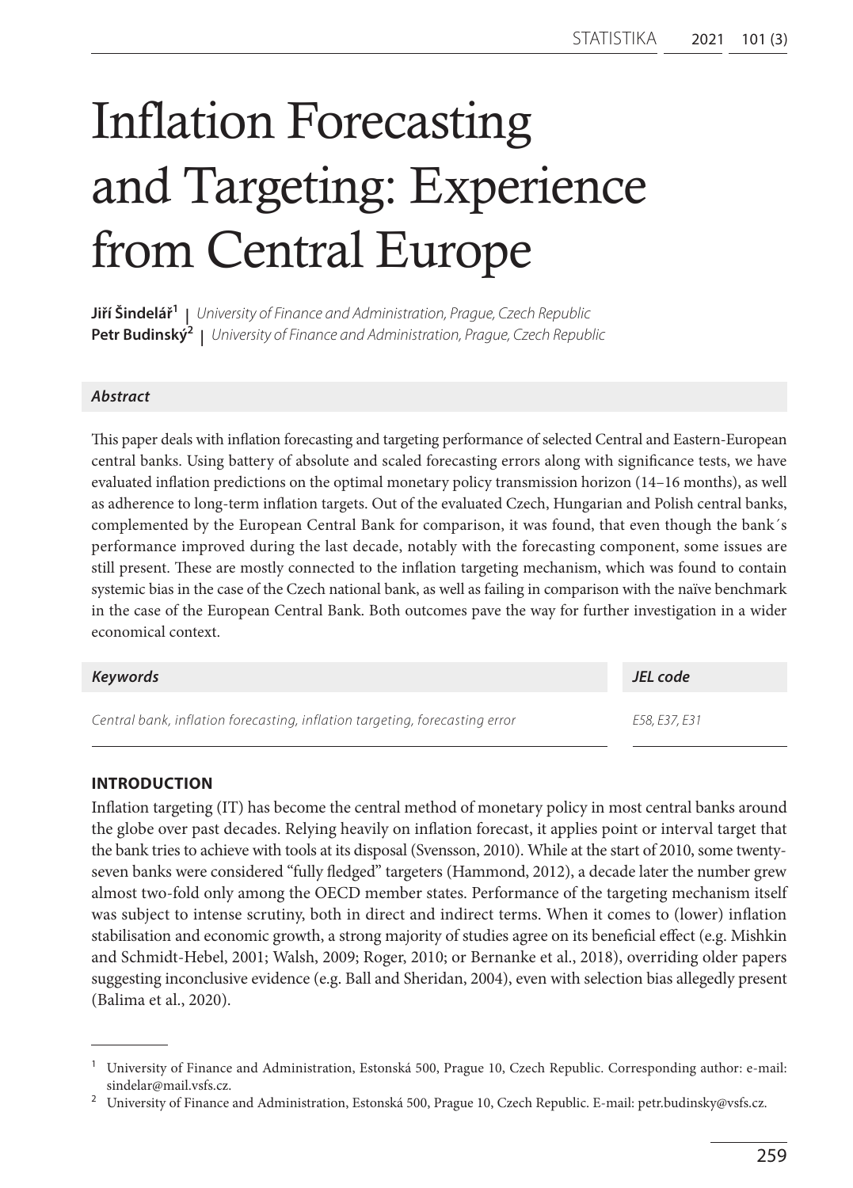# Inflation Forecasting and Targeting: Experience from Central Europe

**Jiří Šindelář**[1] | *University of Finance and Administration, Prague, Czech Republic*
**Petr Budinský**[2] | *University of Finance and Administration, Prague, Czech Republic*

### *Abstract*

This paper deals with inflation forecasting and targeting performance of selected Central and Eastern-European central banks. Using battery of absolute and scaled forecasting errors along with significance tests, we have evaluated inflation predictions on the optimal monetary policy transmission horizon (14–16 months), as well as adherence to long-term inflation targets. Out of the evaluated Czech, Hungarian and Polish central banks, complemented by the European Central Bank for comparison, it was found, that even though the bank´s performance improved during the last decade, notably with the forecasting component, some issues are still present. These are mostly connected to the inflation targeting mechanism, which was found to contain systemic bias in the case of the Czech national bank, as well as failing in comparison with the naïve benchmark in the case of the European Central Bank. Both outcomes pave the way for further investigation in a wider economical context.

| *Keywords* | *JEL code* |
| --- | --- |
| *Central bank, inflation forecasting, inflation targeting, forecasting error* | *E58, E37, E31* |

## INTRODUCTION

Inflation targeting (IT) has become the central method of monetary policy in most central banks around the globe over past decades. Relying heavily on inflation forecast, it applies point or interval target that the bank tries to achieve with tools at its disposal (Svensson, 2010). While at the start of 2010, some twenty-seven banks were considered "fully fledged" targeters (Hammond, 2012), a decade later the number grew almost two-fold only among the OECD member states. Performance of the targeting mechanism itself was subject to intense scrutiny, both in direct and indirect terms. When it comes to (lower) inflation stabilisation and economic growth, a strong majority of studies agree on its beneficial effect (e.g. Mishkin and Schmidt-Hebel, 2001; Walsh, 2009; Roger, 2010; or Bernanke et al., 2018), overriding older papers suggesting inconclusive evidence (e.g. Ball and Sheridan, 2004), even with selection bias allegedly present (Balima et al., 2020).

---

[1] University of Finance and Administration, Estonská 500, Prague 10, Czech Republic. Corresponding author: e-mail: sindelar@mail.vsfs.cz.

[2] University of Finance and Administration, Estonská 500, Prague 10, Czech Republic. E-mail: petr.budinsky@vsfs.cz.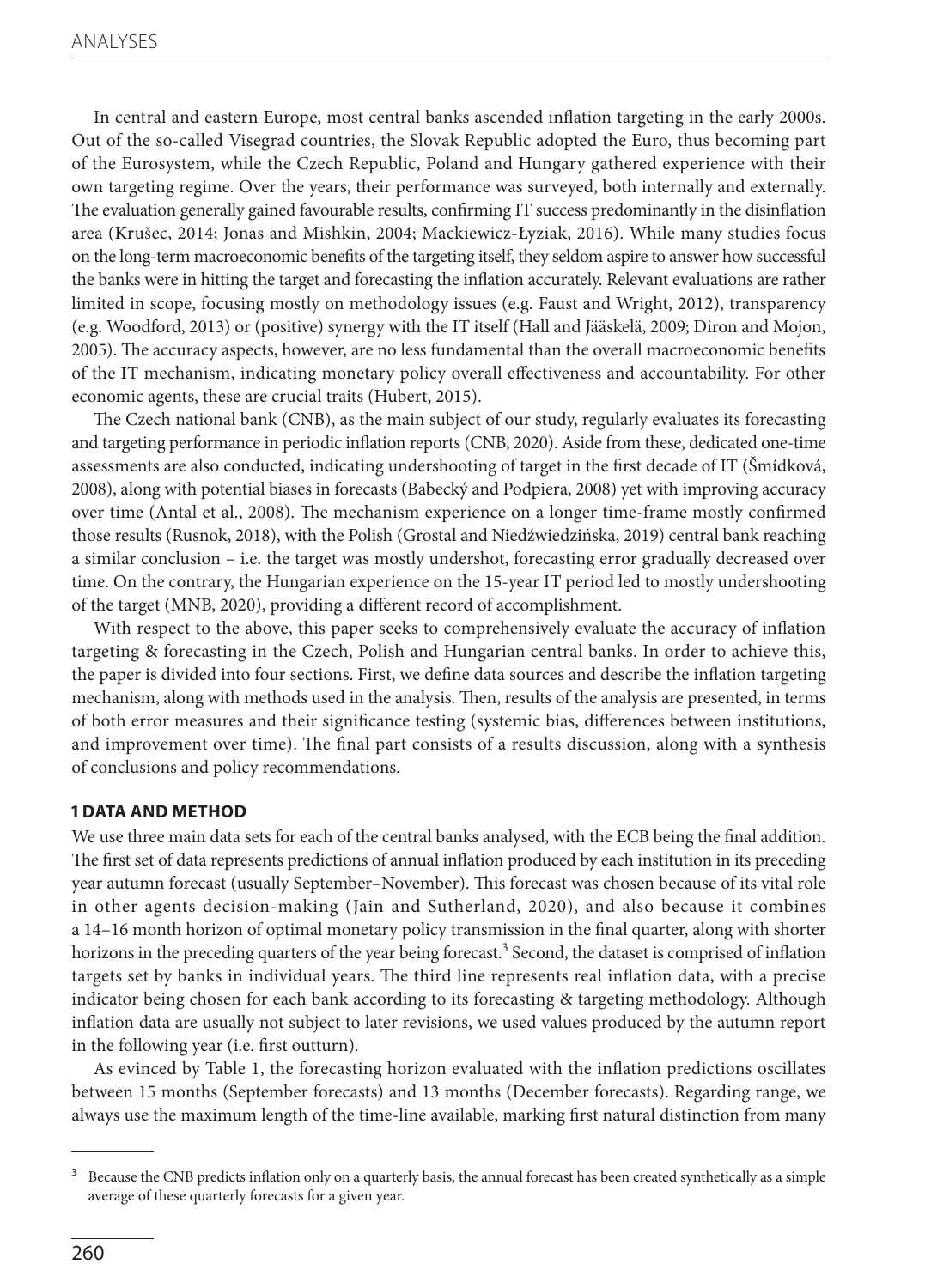In central and eastern Europe, most central banks ascended inflation targeting in the early 2000s. Out of the so-called Visegrad countries, the Slovak Republic adopted the Euro, thus becoming part of the Eurosystem, while the Czech Republic, Poland and Hungary gathered experience with their own targeting regime. Over the years, their performance was surveyed, both internally and externally. The evaluation generally gained favourable results, confirming IT success predominantly in the disinflation area (Krušec, 2014; Jonas and Mishkin, 2004; Mackiewicz-Łyziak, 2016). While many studies focus on the long-term macroeconomic benefits of the targeting itself, they seldom aspire to answer how successful the banks were in hitting the target and forecasting the inflation accurately. Relevant evaluations are rather limited in scope, focusing mostly on methodology issues (e.g. Faust and Wright, 2012), transparency (e.g. Woodford, 2013) or (positive) synergy with the IT itself (Hall and Jääskelä, 2009; Diron and Mojon, 2005). The accuracy aspects, however, are no less fundamental than the overall macroeconomic benefits of the IT mechanism, indicating monetary policy overall effectiveness and accountability. For other economic agents, these are crucial traits (Hubert, 2015).

The Czech national bank (CNB), as the main subject of our study, regularly evaluates its forecasting and targeting performance in periodic inflation reports (CNB, 2020). Aside from these, dedicated one-time assessments are also conducted, indicating undershooting of target in the first decade of IT (Šmídková, 2008), along with potential biases in forecasts (Babecký and Podpiera, 2008) yet with improving accuracy over time (Antal et al., 2008). The mechanism experience on a longer time-frame mostly confirmed those results (Rusnok, 2018), with the Polish (Grostal and Niedźwiedzińska, 2019) central bank reaching a similar conclusion – i.e. the target was mostly undershot, forecasting error gradually decreased over time. On the contrary, the Hungarian experience on the 15-year IT period led to mostly undershooting of the target (MNB, 2020), providing a different record of accomplishment.

With respect to the above, this paper seeks to comprehensively evaluate the accuracy of inflation targeting & forecasting in the Czech, Polish and Hungarian central banks. In order to achieve this, the paper is divided into four sections. First, we define data sources and describe the inflation targeting mechanism, along with methods used in the analysis. Then, results of the analysis are presented, in terms of both error measures and their significance testing (systemic bias, differences between institutions, and improvement over time). The final part consists of a results discussion, along with a synthesis of conclusions and policy recommendations.

## 1 DATA AND METHOD

We use three main data sets for each of the central banks analysed, with the ECB being the final addition. The first set of data represents predictions of annual inflation produced by each institution in its preceding year autumn forecast (usually September–November). This forecast was chosen because of its vital role in other agents decision-making (Jain and Sutherland, 2020), and also because it combines a 14–16 month horizon of optimal monetary policy transmission in the final quarter, along with shorter horizons in the preceding quarters of the year being forecast.[3] Second, the dataset is comprised of inflation targets set by banks in individual years. The third line represents real inflation data, with a precise indicator being chosen for each bank according to its forecasting & targeting methodology. Although inflation data are usually not subject to later revisions, we used values produced by the autumn report in the following year (i.e. first outturn).

As evinced by Table 1, the forecasting horizon evaluated with the inflation predictions oscillates between 15 months (September forecasts) and 13 months (December forecasts). Regarding range, we always use the maximum length of the time-line available, marking first natural distinction from many

[3] Because the CNB predicts inflation only on a quarterly basis, the annual forecast has been created synthetically as a simple average of these quarterly forecasts for a given year.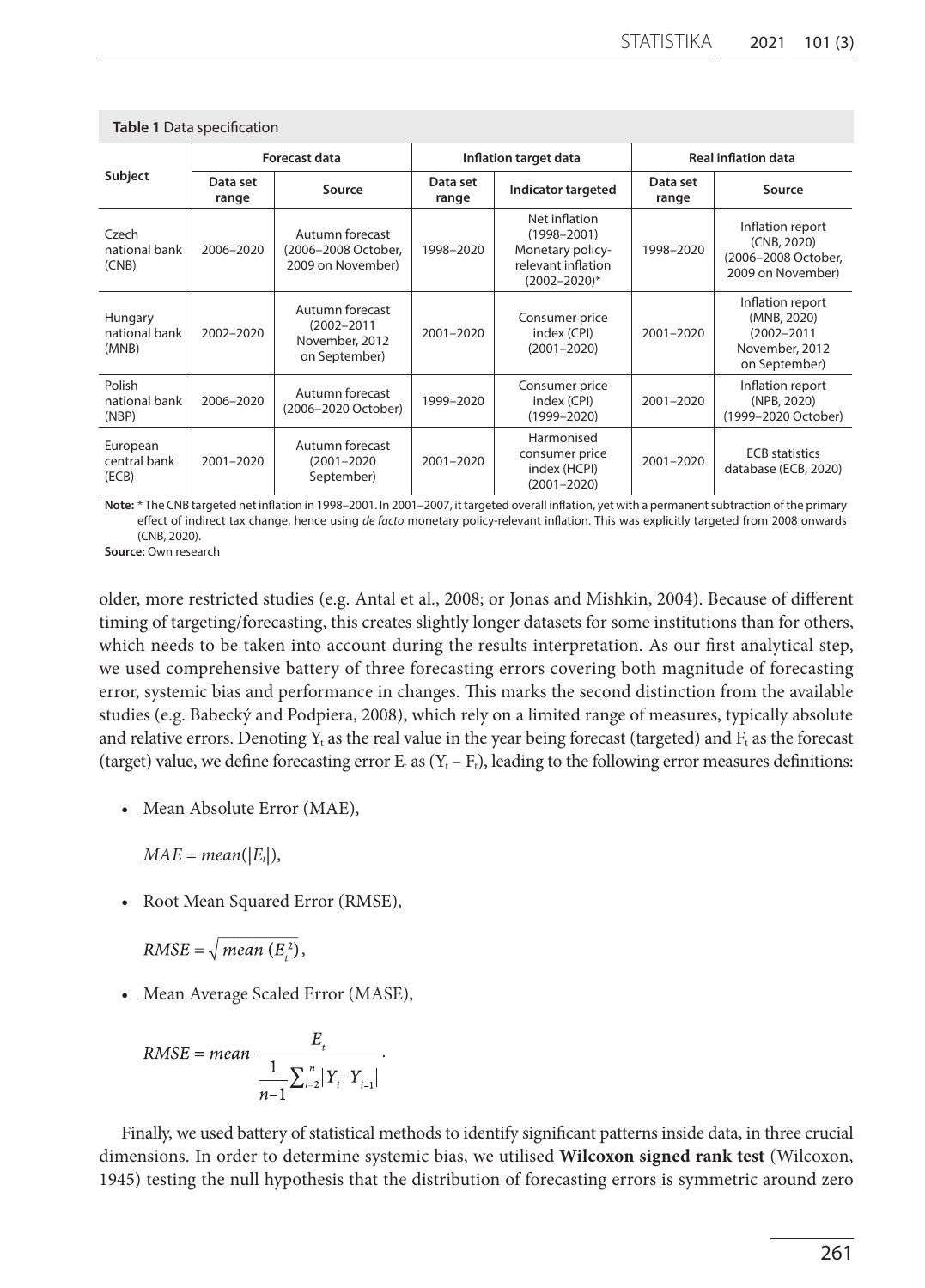**Table 1** Data specification

| Subject | Forecast data | | Inflation target data | | Real inflation data | |
|---|---|---|---|---|---|---|
| | Data set range | Source | Data set range | Indicator targeted | Data set range | Source |
| Czech national bank (CNB) | 2006–2020 | Autumn forecast (2006–2008 October, 2009 on November) | 1998–2020 | Net inflation (1998–2001) Monetary policy-relevant inflation (2002–2020)* | 1998–2020 | Inflation report (CNB, 2020) (2006–2008 October, 2009 on November) |
| Hungary national bank (MNB) | 2002–2020 | Autumn forecast (2002–2011 November, 2012 on September) | 2001–2020 | Consumer price index (CPI) (2001–2020) | 2001–2020 | Inflation report (MNB, 2020) (2002–2011 November, 2012 on September) |
| Polish national bank (NBP) | 2006–2020 | Autumn forecast (2006–2020 October) | 1999–2020 | Consumer price index (CPI) (1999–2020) | 2001–2020 | Inflation report (NPB, 2020) (1999–2020 October) |
| European central bank (ECB) | 2001–2020 | Autumn forecast (2001–2020 September) | 2001–2020 | Harmonised consumer price index (HCPI) (2001–2020) | 2001–2020 | ECB statistics database (ECB, 2020) |

**Note:** * The CNB targeted net inflation in 1998–2001. In 2001–2007, it targeted overall inflation, yet with a permanent subtraction of the primary effect of indirect tax change, hence using *de facto* monetary policy-relevant inflation. This was explicitly targeted from 2008 onwards (CNB, 2020).
**Source:** Own research

older, more restricted studies (e.g. Antal et al., 2008; or Jonas and Mishkin, 2004). Because of different timing of targeting/forecasting, this creates slightly longer datasets for some institutions than for others, which needs to be taken into account during the results interpretation. As our first analytical step, we used comprehensive battery of three forecasting errors covering both magnitude of forecasting error, systemic bias and performance in changes. This marks the second distinction from the available studies (e.g. Babecký and Podpiera, 2008), which rely on a limited range of measures, typically absolute and relative errors. Denoting $Y_t$ as the real value in the year being forecast (targeted) and $F_t$ as the forecast (target) value, we define forecasting error $E_t$ as $(Y_t - F_t)$, leading to the following error measures definitions:

- Mean Absolute Error (MAE),

  $MAE = mean(|E_t|)$,

- Root Mean Squared Error (RMSE),

  $RMSE = \sqrt{mean\ (E_t^2)}$,

- Mean Average Scaled Error (MASE),

$$RMSE = mean\ \frac{E_t}{\frac{1}{n-1}\sum_{i=2}^{n}|Y_i - Y_{i-1}|}.$$

Finally, we used battery of statistical methods to identify significant patterns inside data, in three crucial dimensions. In order to determine systemic bias, we utilised **Wilcoxon signed rank test** (Wilcoxon, 1945) testing the null hypothesis that the distribution of forecasting errors is symmetric around zero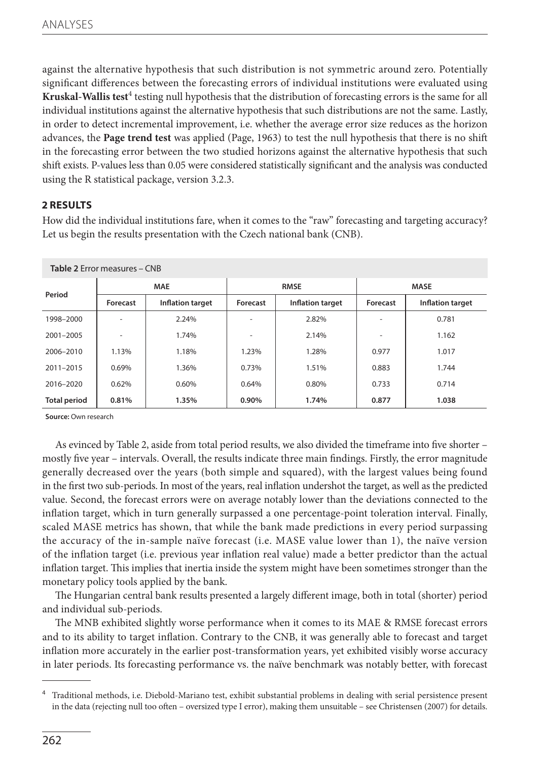against the alternative hypothesis that such distribution is not symmetric around zero. Potentially significant differences between the forecasting errors of individual institutions were evaluated using **Kruskal-Wallis test**[4] testing null hypothesis that the distribution of forecasting errors is the same for all individual institutions against the alternative hypothesis that such distributions are not the same. Lastly, in order to detect incremental improvement, i.e. whether the average error size reduces as the horizon advances, the **Page trend test** was applied (Page, 1963) to test the null hypothesis that there is no shift in the forecasting error between the two studied horizons against the alternative hypothesis that such shift exists. P-values less than 0.05 were considered statistically significant and the analysis was conducted using the R statistical package, version 3.2.3.

## 2 RESULTS

How did the individual institutions fare, when it comes to the "raw" forecasting and targeting accuracy? Let us begin the results presentation with the Czech national bank (CNB).

**Table 2** Error measures – CNB

| Period | MAE | | RMSE | | MASE | |
|---|---|---|---|---|---|---|
| | Forecast | Inflation target | Forecast | Inflation target | Forecast | Inflation target |
| 1998–2000 | - | 2.24% | - | 2.82% | - | 0.781 |
| 2001–2005 | - | 1.74% | - | 2.14% | - | 1.162 |
| 2006–2010 | 1.13% | 1.18% | 1.23% | 1.28% | 0.977 | 1.017 |
| 2011–2015 | 0.69% | 1.36% | 0.73% | 1.51% | 0.883 | 1.744 |
| 2016–2020 | 0.62% | 0.60% | 0.64% | 0.80% | 0.733 | 0.714 |
| **Total period** | **0.81%** | **1.35%** | **0.90%** | **1.74%** | **0.877** | **1.038** |

**Source:** Own research

As evinced by Table 2, aside from total period results, we also divided the timeframe into five shorter – mostly five year – intervals. Overall, the results indicate three main findings. Firstly, the error magnitude generally decreased over the years (both simple and squared), with the largest values being found in the first two sub-periods. In most of the years, real inflation undershot the target, as well as the predicted value. Second, the forecast errors were on average notably lower than the deviations connected to the inflation target, which in turn generally surpassed a one percentage-point toleration interval. Finally, scaled MASE metrics has shown, that while the bank made predictions in every period surpassing the accuracy of the in-sample naïve forecast (i.e. MASE value lower than 1), the naïve version of the inflation target (i.e. previous year inflation real value) made a better predictor than the actual inflation target. This implies that inertia inside the system might have been sometimes stronger than the monetary policy tools applied by the bank.

The Hungarian central bank results presented a largely different image, both in total (shorter) period and individual sub-periods.

The MNB exhibited slightly worse performance when it comes to its MAE & RMSE forecast errors and to its ability to target inflation. Contrary to the CNB, it was generally able to forecast and target inflation more accurately in the earlier post-transformation years, yet exhibited visibly worse accuracy in later periods. Its forecasting performance vs. the naïve benchmark was notably better, with forecast

---

[4] Traditional methods, i.e. Diebold-Mariano test, exhibit substantial problems in dealing with serial persistence present in the data (rejecting null too often – oversized type I error), making them unsuitable – see Christensen (2007) for details.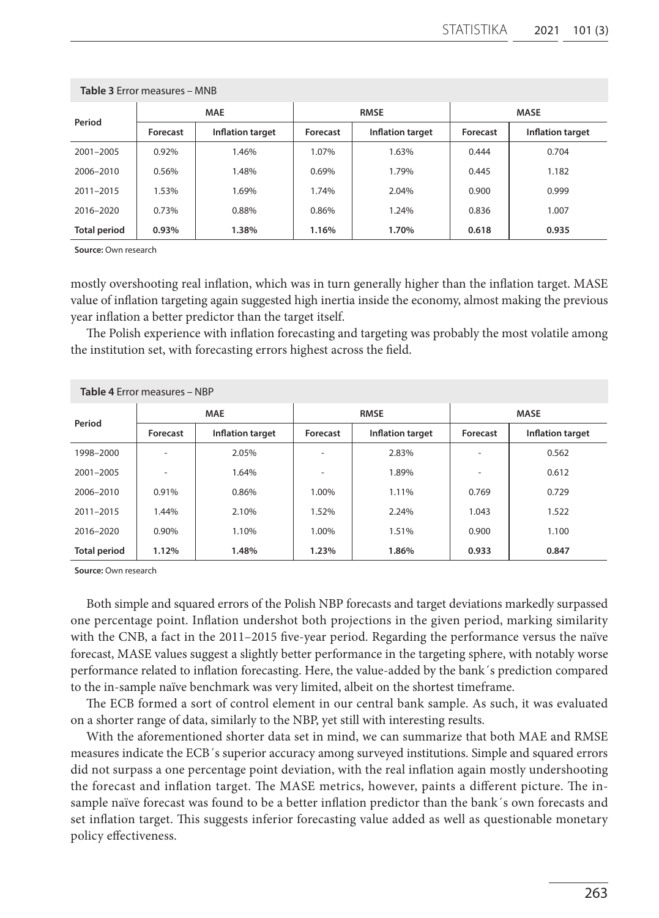**Table 3** Error measures – MNB

| Period | MAE | | RMSE | | MASE | |
|---|---|---|---|---|---|---|
| | Forecast | Inflation target | Forecast | Inflation target | Forecast | Inflation target |
| 2001–2005 | 0.92% | 1.46% | 1.07% | 1.63% | 0.444 | 0.704 |
| 2006–2010 | 0.56% | 1.48% | 0.69% | 1.79% | 0.445 | 1.182 |
| 2011–2015 | 1.53% | 1.69% | 1.74% | 2.04% | 0.900 | 0.999 |
| 2016–2020 | 0.73% | 0.88% | 0.86% | 1.24% | 0.836 | 1.007 |
| **Total period** | **0.93%** | **1.38%** | **1.16%** | **1.70%** | **0.618** | **0.935** |

**Source:** Own research

mostly overshooting real inflation, which was in turn generally higher than the inflation target. MASE value of inflation targeting again suggested high inertia inside the economy, almost making the previous year inflation a better predictor than the target itself.

The Polish experience with inflation forecasting and targeting was probably the most volatile among the institution set, with forecasting errors highest across the field.

**Table 4** Error measures – NBP

| Period | MAE | | RMSE | | MASE | |
|---|---|---|---|---|---|---|
| | Forecast | Inflation target | Forecast | Inflation target | Forecast | Inflation target |
| 1998–2000 | - | 2.05% | - | 2.83% | - | 0.562 |
| 2001–2005 | - | 1.64% | - | 1.89% | - | 0.612 |
| 2006–2010 | 0.91% | 0.86% | 1.00% | 1.11% | 0.769 | 0.729 |
| 2011–2015 | 1.44% | 2.10% | 1.52% | 2.24% | 1.043 | 1.522 |
| 2016–2020 | 0.90% | 1.10% | 1.00% | 1.51% | 0.900 | 1.100 |
| **Total period** | **1.12%** | **1.48%** | **1.23%** | **1.86%** | **0.933** | **0.847** |

**Source:** Own research

Both simple and squared errors of the Polish NBP forecasts and target deviations markedly surpassed one percentage point. Inflation undershot both projections in the given period, marking similarity with the CNB, a fact in the 2011–2015 five-year period. Regarding the performance versus the naïve forecast, MASE values suggest a slightly better performance in the targeting sphere, with notably worse performance related to inflation forecasting. Here, the value-added by the bank´s prediction compared to the in-sample naïve benchmark was very limited, albeit on the shortest timeframe.

The ECB formed a sort of control element in our central bank sample. As such, it was evaluated on a shorter range of data, similarly to the NBP, yet still with interesting results.

With the aforementioned shorter data set in mind, we can summarize that both MAE and RMSE measures indicate the ECB´s superior accuracy among surveyed institutions. Simple and squared errors did not surpass a one percentage point deviation, with the real inflation again mostly undershooting the forecast and inflation target. The MASE metrics, however, paints a different picture. The in-sample naïve forecast was found to be a better inflation predictor than the bank´s own forecasts and set inflation target. This suggests inferior forecasting value added as well as questionable monetary policy effectiveness.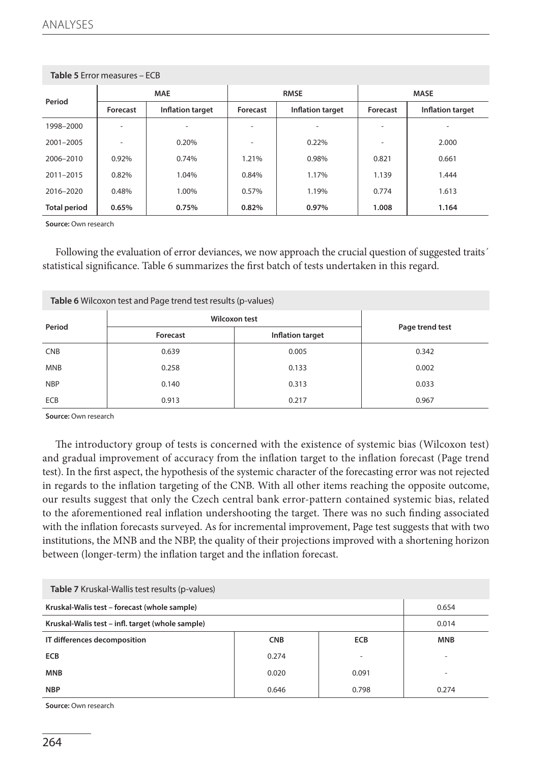**Table 5** Error measures – ECB

| Period | MAE | | RMSE | | MASE | |
|---|---|---|---|---|---|---|
| | Forecast | Inflation target | Forecast | Inflation target | Forecast | Inflation target |
| 1998–2000 | - | - | - | - | - | - |
| 2001–2005 | - | 0.20% | - | 0.22% | - | 2.000 |
| 2006–2010 | 0.92% | 0.74% | 1.21% | 0.98% | 0.821 | 0.661 |
| 2011–2015 | 0.82% | 1.04% | 0.84% | 1.17% | 1.139 | 1.444 |
| 2016–2020 | 0.48% | 1.00% | 0.57% | 1.19% | 0.774 | 1.613 |
| **Total period** | **0.65%** | **0.75%** | **0.82%** | **0.97%** | **1.008** | **1.164** |

**Source:** Own research

Following the evaluation of error deviances, we now approach the crucial question of suggested traits´ statistical significance. Table 6 summarizes the first batch of tests undertaken in this regard.

**Table 6** Wilcoxon test and Page trend test results (p-values)

| Period | Wilcoxon test | | Page trend test |
|---|---|---|---|
| | Forecast | Inflation target | |
| CNB | 0.639 | 0.005 | 0.342 |
| MNB | 0.258 | 0.133 | 0.002 |
| NBP | 0.140 | 0.313 | 0.033 |
| ECB | 0.913 | 0.217 | 0.967 |

**Source:** Own research

The introductory group of tests is concerned with the existence of systemic bias (Wilcoxon test) and gradual improvement of accuracy from the inflation target to the inflation forecast (Page trend test). In the first aspect, the hypothesis of the systemic character of the forecasting error was not rejected in regards to the inflation targeting of the CNB. With all other items reaching the opposite outcome, our results suggest that only the Czech central bank error-pattern contained systemic bias, related to the aforementioned real inflation undershooting the target. There was no such finding associated with the inflation forecasts surveyed. As for incremental improvement, Page test suggests that with two institutions, the MNB and the NBP, the quality of their projections improved with a shortening horizon between (longer-term) the inflation target and the inflation forecast.

**Table 7** Kruskal-Wallis test results (p-values)

| Kruskal-Walis test – forecast (whole sample) | | | 0.654 |
|---|---|---|---|
| **Kruskal-Walis test – infl. target (whole sample)** | | | 0.014 |
| **IT differences decomposition** | **CNB** | **ECB** | **MNB** |
| **ECB** | 0.274 | - | - |
| **MNB** | 0.020 | 0.091 | - |
| **NBP** | 0.646 | 0.798 | 0.274 |

**Source:** Own research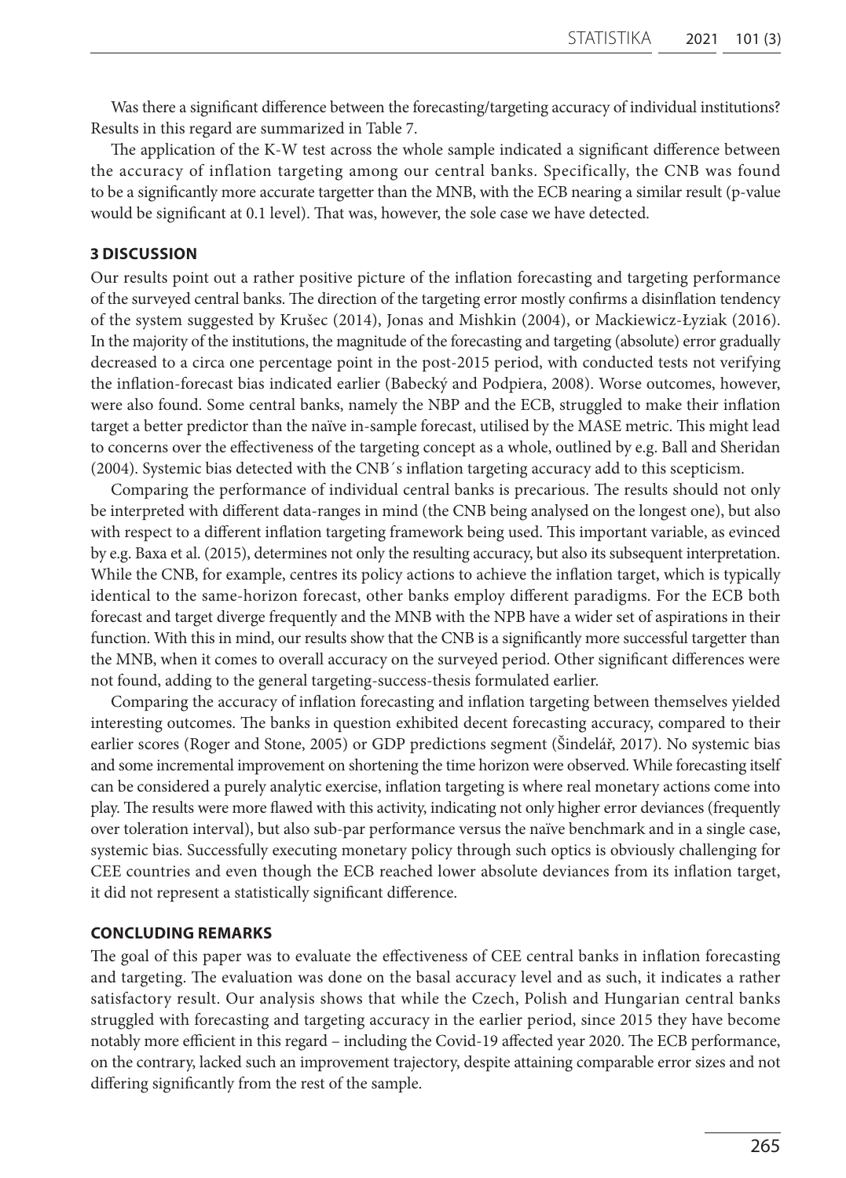Was there a significant difference between the forecasting/targeting accuracy of individual institutions? Results in this regard are summarized in Table 7.

The application of the K-W test across the whole sample indicated a significant difference between the accuracy of inflation targeting among our central banks. Specifically, the CNB was found to be a significantly more accurate targetter than the MNB, with the ECB nearing a similar result (p-value would be significant at 0.1 level). That was, however, the sole case we have detected.

## 3 DISCUSSION

Our results point out a rather positive picture of the inflation forecasting and targeting performance of the surveyed central banks. The direction of the targeting error mostly confirms a disinflation tendency of the system suggested by Krušec (2014), Jonas and Mishkin (2004), or Mackiewicz-Łyziak (2016). In the majority of the institutions, the magnitude of the forecasting and targeting (absolute) error gradually decreased to a circa one percentage point in the post-2015 period, with conducted tests not verifying the inflation-forecast bias indicated earlier (Babecký and Podpiera, 2008). Worse outcomes, however, were also found. Some central banks, namely the NBP and the ECB, struggled to make their inflation target a better predictor than the naïve in-sample forecast, utilised by the MASE metric. This might lead to concerns over the effectiveness of the targeting concept as a whole, outlined by e.g. Ball and Sheridan (2004). Systemic bias detected with the CNB´s inflation targeting accuracy add to this scepticism.

Comparing the performance of individual central banks is precarious. The results should not only be interpreted with different data-ranges in mind (the CNB being analysed on the longest one), but also with respect to a different inflation targeting framework being used. This important variable, as evinced by e.g. Baxa et al. (2015), determines not only the resulting accuracy, but also its subsequent interpretation. While the CNB, for example, centres its policy actions to achieve the inflation target, which is typically identical to the same-horizon forecast, other banks employ different paradigms. For the ECB both forecast and target diverge frequently and the MNB with the NPB have a wider set of aspirations in their function. With this in mind, our results show that the CNB is a significantly more successful targetter than the MNB, when it comes to overall accuracy on the surveyed period. Other significant differences were not found, adding to the general targeting-success-thesis formulated earlier.

Comparing the accuracy of inflation forecasting and inflation targeting between themselves yielded interesting outcomes. The banks in question exhibited decent forecasting accuracy, compared to their earlier scores (Roger and Stone, 2005) or GDP predictions segment (Šindelář, 2017). No systemic bias and some incremental improvement on shortening the time horizon were observed. While forecasting itself can be considered a purely analytic exercise, inflation targeting is where real monetary actions come into play. The results were more flawed with this activity, indicating not only higher error deviances (frequently over toleration interval), but also sub-par performance versus the naïve benchmark and in a single case, systemic bias. Successfully executing monetary policy through such optics is obviously challenging for CEE countries and even though the ECB reached lower absolute deviances from its inflation target, it did not represent a statistically significant difference.

## CONCLUDING REMARKS

The goal of this paper was to evaluate the effectiveness of CEE central banks in inflation forecasting and targeting. The evaluation was done on the basal accuracy level and as such, it indicates a rather satisfactory result. Our analysis shows that while the Czech, Polish and Hungarian central banks struggled with forecasting and targeting accuracy in the earlier period, since 2015 they have become notably more efficient in this regard – including the Covid-19 affected year 2020. The ECB performance, on the contrary, lacked such an improvement trajectory, despite attaining comparable error sizes and not differing significantly from the rest of the sample.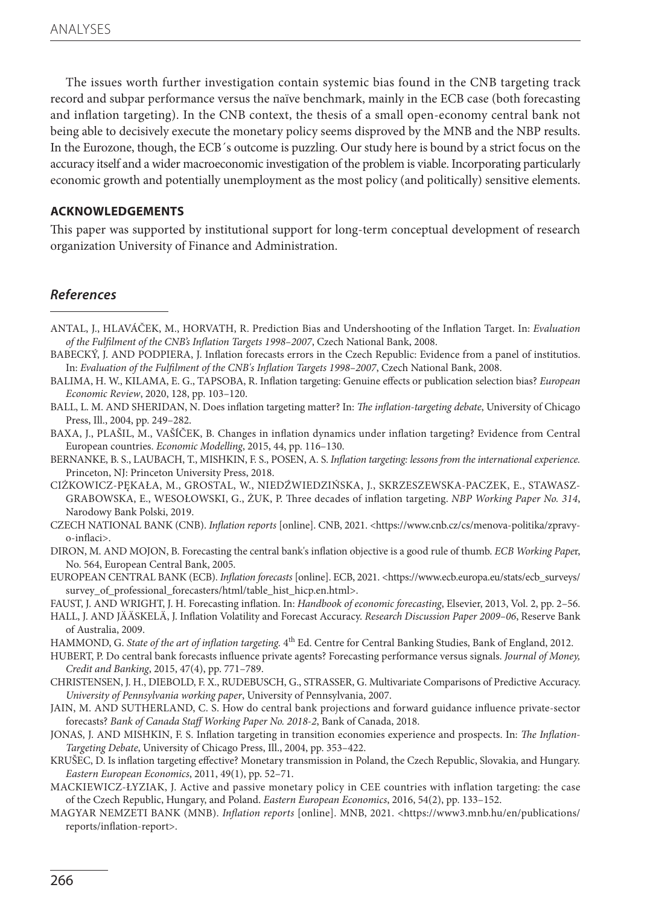The issues worth further investigation contain systemic bias found in the CNB targeting track record and subpar performance versus the naïve benchmark, mainly in the ECB case (both forecasting and inflation targeting). In the CNB context, the thesis of a small open-economy central bank not being able to decisively execute the monetary policy seems disproved by the MNB and the NBP results. In the Eurozone, though, the ECB´s outcome is puzzling. Our study here is bound by a strict focus on the accuracy itself and a wider macroeconomic investigation of the problem is viable. Incorporating particularly economic growth and potentially unemployment as the most policy (and politically) sensitive elements.

### ACKNOWLEDGEMENTS

This paper was supported by institutional support for long-term conceptual development of research organization University of Finance and Administration.

## *References*

ANTAL, J., HLAVÁČEK, M., HORVATH, R. Prediction Bias and Undershooting of the Inflation Target. In: *Evaluation of the Fulfilment of the CNB's Inflation Targets 1998–2007*, Czech National Bank, 2008.

BABECKÝ, J. AND PODPIERA, J. Inflation forecasts errors in the Czech Republic: Evidence from a panel of institutios. In: *Evaluation of the Fulfilment of the CNB's Inflation Targets 1998–2007*, Czech National Bank, 2008.

BALIMA, H. W., KILAMA, E. G., TAPSOBA, R. Inflation targeting: Genuine effects or publication selection bias? *European Economic Review*, 2020, 128, pp. 103–120.

BALL, L. M. AND SHERIDAN, N. Does inflation targeting matter? In: *The inflation-targeting debate*, University of Chicago Press, Ill., 2004, pp. 249–282.

BAXA, J., PLAŠIL, M., VAŠÍČEK, B. Changes in inflation dynamics under inflation targeting? Evidence from Central European countries. *Economic Modelling*, 2015, 44, pp. 116–130.

BERNANKE, B. S., LAUBACH, T., MISHKIN, F. S., POSEN, A. S. *Inflation targeting: lessons from the international experience.* Princeton, NJ: Princeton University Press, 2018.

CIŻKOWICZ-PĘKAŁA, M., GROSTAL, W., NIEDŹWIEDZIŃSKA, J., SKRZESZEWSKA-PACZEK, E., STAWASZ-GRABOWSKA, E., WESOŁOWSKI, G., ŻUK, P. Three decades of inflation targeting. *NBP Working Paper No. 314*, Narodowy Bank Polski, 2019.

CZECH NATIONAL BANK (CNB). *Inflation reports* [online]. CNB, 2021. <https://www.cnb.cz/cs/menova-politika/zpravy-o-inflaci>.

DIRON, M. AND MOJON, B. Forecasting the central bank's inflation objective is a good rule of thumb. *ECB Working Paper*, No. 564, European Central Bank, 2005.

EUROPEAN CENTRAL BANK (ECB). *Inflation forecasts* [online]. ECB, 2021. <https://www.ecb.europa.eu/stats/ecb_surveys/survey_of_professional_forecasters/html/table_hist_hicp.en.html>.

FAUST, J. AND WRIGHT, J. H. Forecasting inflation. In: *Handbook of economic forecasting*, Elsevier, 2013, Vol. 2, pp. 2–56.

HALL, J. AND JÄÄSKELÄ, J. Inflation Volatility and Forecast Accuracy. *Research Discussion Paper 2009–06*, Reserve Bank of Australia, 2009.

HAMMOND, G. *State of the art of inflation targeting.* 4th Ed. Centre for Central Banking Studies, Bank of England, 2012.

HUBERT, P. Do central bank forecasts influence private agents? Forecasting performance versus signals. *Journal of Money, Credit and Banking*, 2015, 47(4), pp. 771–789.

CHRISTENSEN, J. H., DIEBOLD, F. X., RUDEBUSCH, G., STRASSER, G. Multivariate Comparisons of Predictive Accuracy. *University of Pennsylvania working paper*, University of Pennsylvania, 2007.

JAIN, M. AND SUTHERLAND, C. S. How do central bank projections and forward guidance influence private-sector forecasts? *Bank of Canada Staff Working Paper No. 2018-2*, Bank of Canada, 2018.

JONAS, J. AND MISHKIN, F. S. Inflation targeting in transition economies experience and prospects. In: *The Inflation-Targeting Debate*, University of Chicago Press, Ill., 2004, pp. 353–422.

KRUŠEC, D. Is inflation targeting effective? Monetary transmission in Poland, the Czech Republic, Slovakia, and Hungary. *Eastern European Economics*, 2011, 49(1), pp. 52–71.

MACKIEWICZ-ŁYZIAK, J. Active and passive monetary policy in CEE countries with inflation targeting: the case of the Czech Republic, Hungary, and Poland. *Eastern European Economics*, 2016, 54(2), pp. 133–152.

MAGYAR NEMZETI BANK (MNB). *Inflation reports* [online]. MNB, 2021. <https://www3.mnb.hu/en/publications/reports/inflation-report>.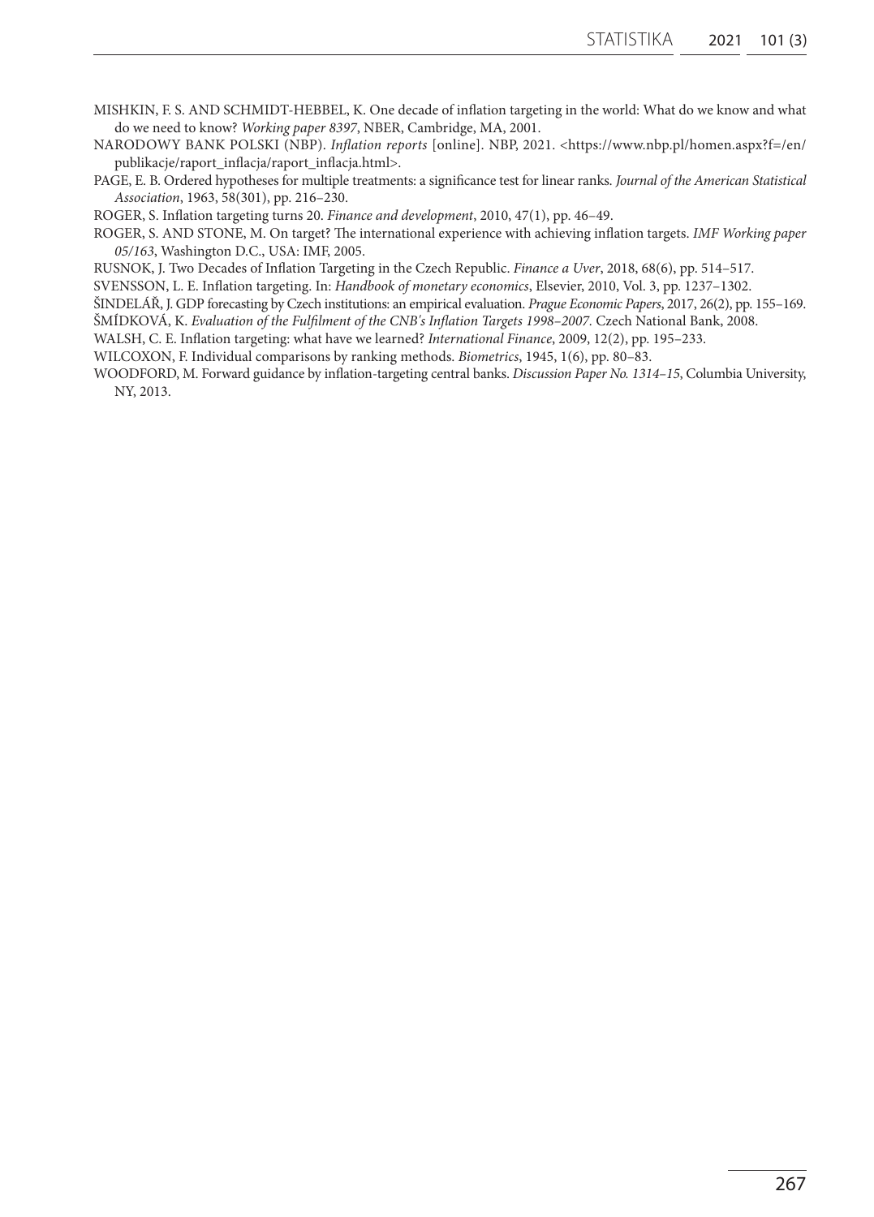MISHKIN, F. S. AND SCHMIDT-HEBBEL, K. One decade of inflation targeting in the world: What do we know and what do we need to know? *Working paper 8397*, NBER, Cambridge, MA, 2001.

NARODOWY BANK POLSKI (NBP). *Inflation reports* [online]. NBP, 2021. <https://www.nbp.pl/homen.aspx?f=/en/publikacje/raport_inflacja/raport_inflacja.html>.

PAGE, E. B. Ordered hypotheses for multiple treatments: a significance test for linear ranks. *Journal of the American Statistical Association*, 1963, 58(301), pp. 216–230.

ROGER, S. Inflation targeting turns 20. *Finance and development*, 2010, 47(1), pp. 46–49.

ROGER, S. AND STONE, M. On target? The international experience with achieving inflation targets. *IMF Working paper 05/163*, Washington D.C., USA: IMF, 2005.

RUSNOK, J. Two Decades of Inflation Targeting in the Czech Republic. *Finance a Uver*, 2018, 68(6), pp. 514–517.

SVENSSON, L. E. Inflation targeting. In: *Handbook of monetary economics*, Elsevier, 2010, Vol. 3, pp. 1237–1302.

ŠINDELÁŘ, J. GDP forecasting by Czech institutions: an empirical evaluation. *Prague Economic Papers*, 2017, 26(2), pp. 155–169.

ŠMÍDKOVÁ, K. *Evaluation of the Fulfilment of the CNB's Inflation Targets 1998–2007*. Czech National Bank, 2008.

WALSH, C. E. Inflation targeting: what have we learned? *International Finance*, 2009, 12(2), pp. 195–233.

WILCOXON, F. Individual comparisons by ranking methods. *Biometrics*, 1945, 1(6), pp. 80–83.

WOODFORD, M. Forward guidance by inflation-targeting central banks. *Discussion Paper No. 1314–15*, Columbia University, NY, 2013.